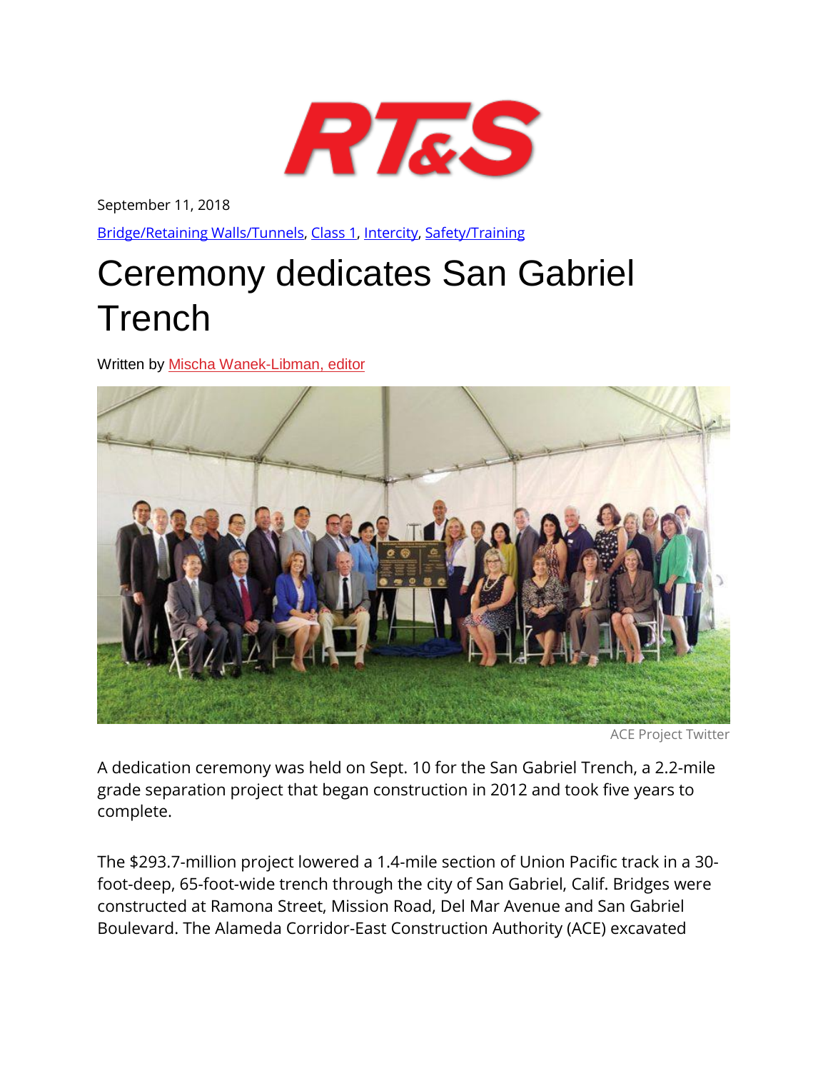RT&S

September 11, 2018

Bridge/Retaining Walls/Tunnels, Class 1, Intercity, Safety/Training

# Ceremony dedicates San Gabriel Trench

Written by Mischa Wanek-Libman, editor

ACE Project Twitter

A dedication ceremony was held on Sept. 10 for the San Gabriel Trench, a 2.2-mile grade separation project that began construction in 2012 and took five years to complete.

The $293.7-million project lowered a 1.4-mile section of Union Pacific track in a 30-foot-deep, 65-foot-wide trench through the city of San Gabriel, Calif. Bridges were constructed at Ramona Street, Mission Road, Del Mar Avenue and San Gabriel Boulevard. The Alameda Corridor-East Construction Authority (ACE) excavated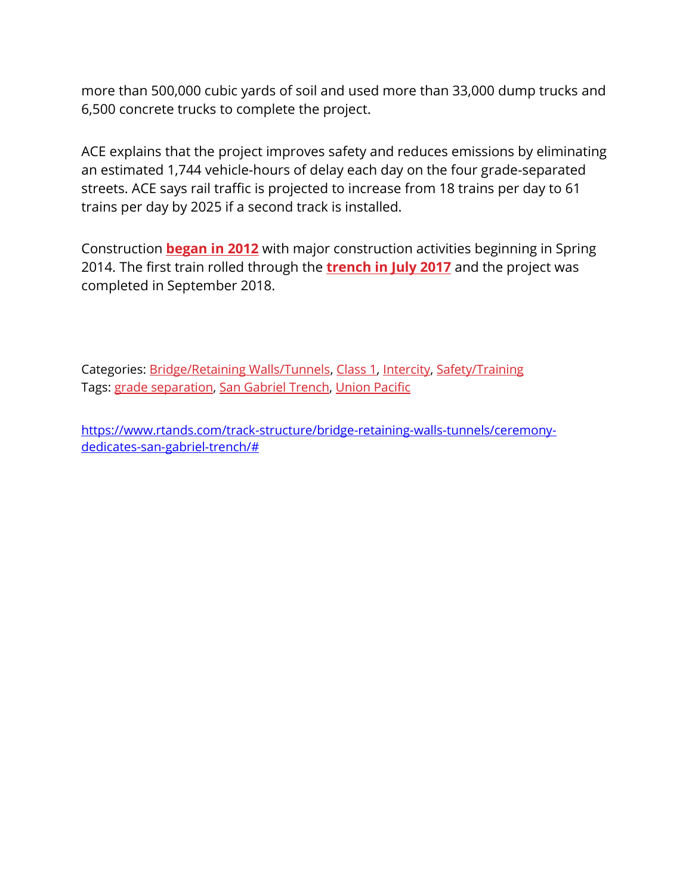more than 500,000 cubic yards of soil and used more than 33,000 dump trucks and 6,500 concrete trucks to complete the project.

ACE explains that the project improves safety and reduces emissions by eliminating an estimated 1,744 vehicle-hours of delay each day on the four grade-separated streets. ACE says rail traffic is projected to increase from 18 trains per day to 61 trains per day by 2025 if a second track is installed.

Construction **began in 2012** with major construction activities beginning in Spring 2014. The first train rolled through the **trench in July 2017** and the project was completed in September 2018.

Categories: Bridge/Retaining Walls/Tunnels, Class 1, Intercity, Safety/Training
Tags: grade separation, San Gabriel Trench, Union Pacific

https://www.rtands.com/track-structure/bridge-retaining-walls-tunnels/ceremony-dedicates-san-gabriel-trench/#